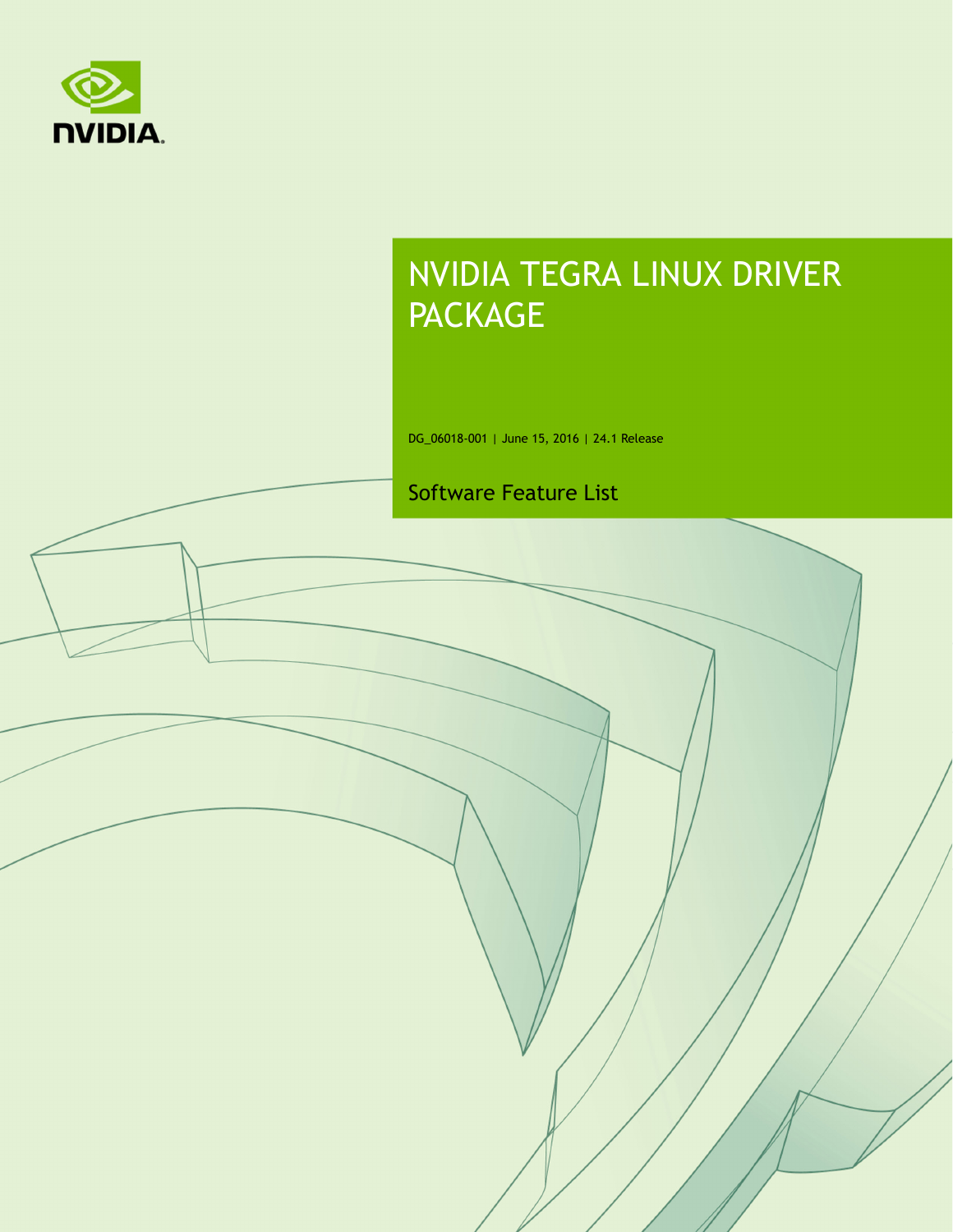# NVIDIA TEGRA LINUX DRIVER PACKAGE

DG_06018-001 | June 15, 2016 | 24.1 Release

## Software Feature List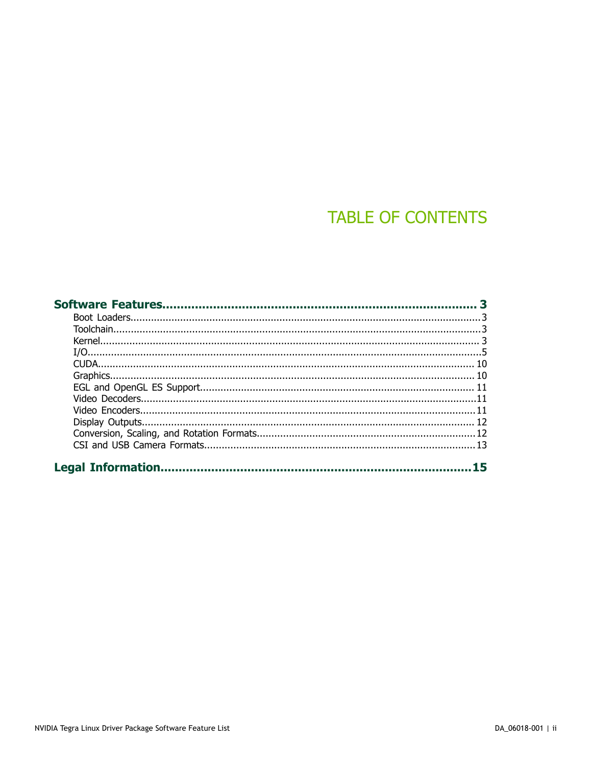# TABLE OF CONTENTS

**Software Features.......................................................................... 3**

- Boot Loaders.......................................................................................3
- Toolchain............................................................................................3
- Kernel................................................................................................ 3
- I/O.....................................................................................................5
- CUDA................................................................................................ 10
- Graphics............................................................................................ 10
- EGL and OpenGL ES Support.................................................................. 11
- Video Decoders.....................................................................................11
- Video Encoders.....................................................................................11
- Display Outputs.................................................................................... 12
- Conversion, Scaling, and Rotation Formats..................................................12
- CSI and USB Camera Formats................................................................... 13

**Legal Information..........................................................................15**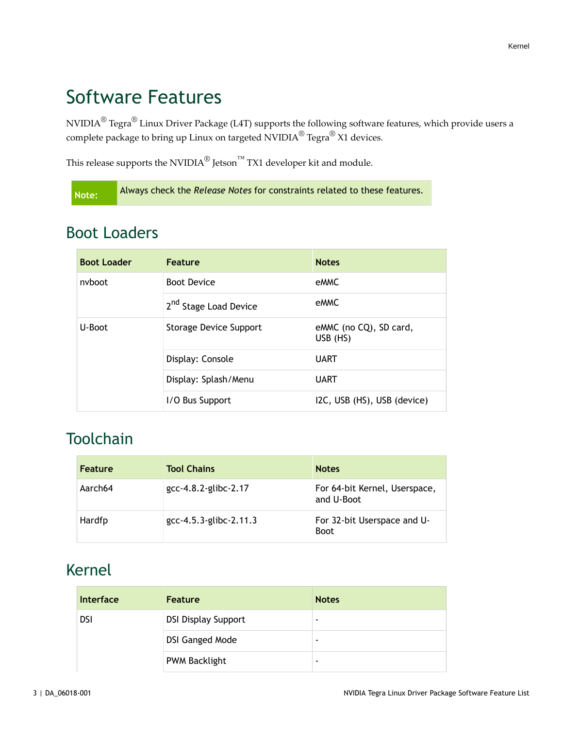# Software Features

NVIDIA® Tegra® Linux Driver Package (L4T) supports the following software features, which provide users a complete package to bring up Linux on targeted NVIDIA® Tegra® X1 devices.

This release supports the NVIDIA® Jetson™ TX1 developer kit and module.

**Note:** Always check the *Release Notes* for constraints related to these features.

## Boot Loaders

| Boot Loader | Feature | Notes |
|---|---|---|
| nvboot | Boot Device | eMMC |
| | 2nd Stage Load Device | eMMC |
| U-Boot | Storage Device Support | eMMC (no CQ), SD card, USB (HS) |
| | Display: Console | UART |
| | Display: Splash/Menu | UART |
| | I/O Bus Support | I2C, USB (HS), USB (device) |

## Toolchain

| Feature | Tool Chains | Notes |
|---|---|---|
| Aarch64 | gcc-4.8.2-glibc-2.17 | For 64-bit Kernel, Userspace, and U-Boot |
| Hardfp | gcc-4.5.3-glibc-2.11.3 | For 32-bit Userspace and U-Boot |

## Kernel

| Interface | Feature | Notes |
|---|---|---|
| DSI | DSI Display Support | - |
| | DSI Ganged Mode | - |
| | PWM Backlight | - |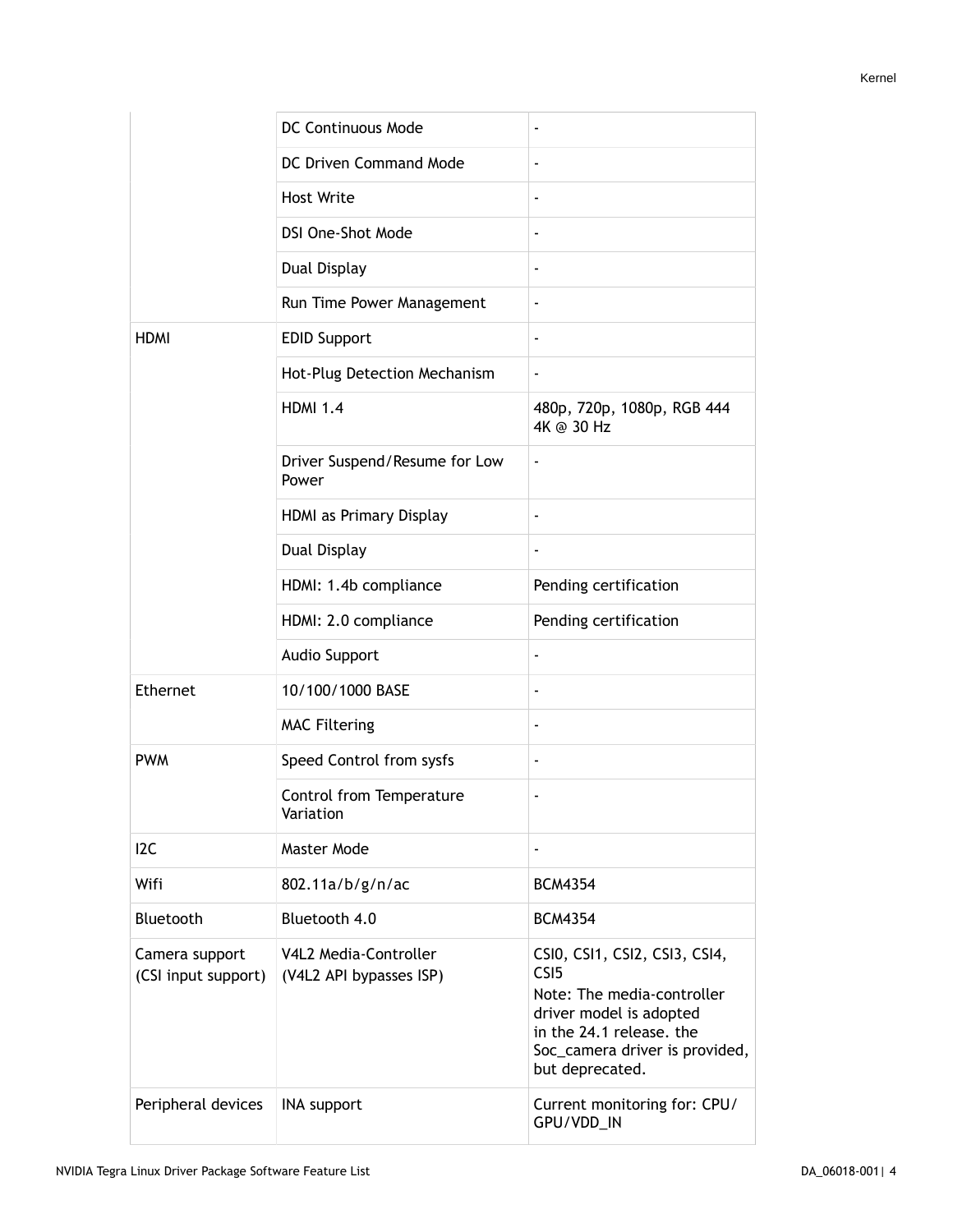| | | |
|---|---|---|
| | DC Continuous Mode | - |
| | DC Driven Command Mode | - |
| | Host Write | - |
| | DSI One-Shot Mode | - |
| | Dual Display | - |
| | Run Time Power Management | - |
| HDMI | EDID Support | - |
| | Hot-Plug Detection Mechanism | - |
| | HDMI 1.4 | 480p, 720p, 1080p, RGB 444<br>4K @ 30 Hz |
| | Driver Suspend/Resume for Low Power | - |
| | HDMI as Primary Display | - |
| | Dual Display | - |
| | HDMI: 1.4b compliance | Pending certification |
| | HDMI: 2.0 compliance | Pending certification |
| | Audio Support | - |
| Ethernet | 10/100/1000 BASE | - |
| | MAC Filtering | - |
| PWM | Speed Control from sysfs | - |
| | Control from Temperature Variation | - |
| I2C | Master Mode | - |
| Wifi | 802.11a/b/g/n/ac | BCM4354 |
| Bluetooth | Bluetooth 4.0 | BCM4354 |
| Camera support (CSI input support) | V4L2 Media-Controller (V4L2 API bypasses ISP) | CSI0, CSI1, CSI2, CSI3, CSI4, CSI5<br>Note: The media-controller driver model is adopted in the 24.1 release. the Soc_camera driver is provided, but deprecated. |
| Peripheral devices | INA support | Current monitoring for: CPU/GPU/VDD_IN |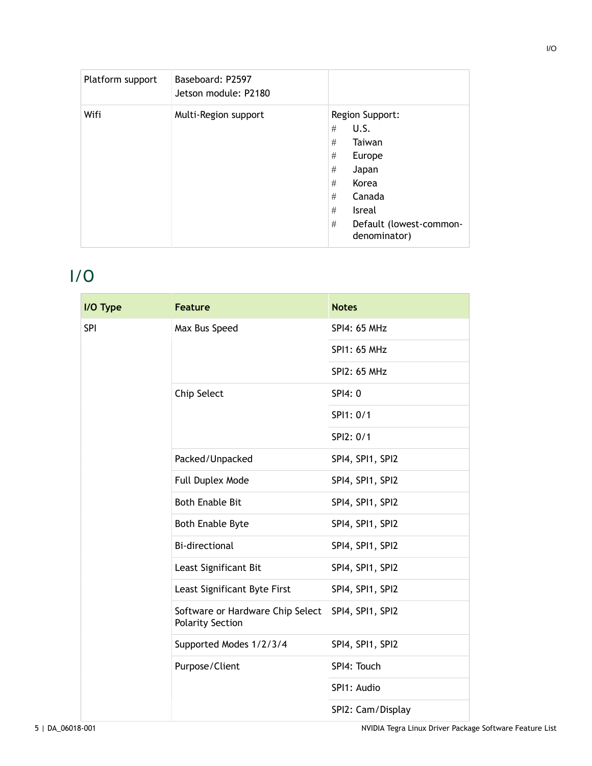| | | |
|---|---|---|
| Platform support | Baseboard: P2597<br>Jetson module: P2180 | |
| Wifi | Multi-Region support | Region Support:<br># U.S.<br># Taiwan<br># Europe<br># Japan<br># Korea<br># Canada<br># Isreal<br># Default (lowest-common-denominator) |

# I/O

| I/O Type | Feature | Notes |
|---|---|---|
| SPI | Max Bus Speed | SPI4: 65 MHz |
| | | SPI1: 65 MHz |
| | | SPI2: 65 MHz |
| | Chip Select | SPI4: 0 |
| | | SPI1: 0/1 |
| | | SPI2: 0/1 |
| | Packed/Unpacked | SPI4, SPI1, SPI2 |
| | Full Duplex Mode | SPI4, SPI1, SPI2 |
| | Both Enable Bit | SPI4, SPI1, SPI2 |
| | Both Enable Byte | SPI4, SPI1, SPI2 |
| | Bi-directional | SPI4, SPI1, SPI2 |
| | Least Significant Bit | SPI4, SPI1, SPI2 |
| | Least Significant Byte First | SPI4, SPI1, SPI2 |
| | Software or Hardware Chip Select Polarity Section | SPI4, SPI1, SPI2 |
| | Supported Modes 1/2/3/4 | SPI4, SPI1, SPI2 |
| | Purpose/Client | SPI4: Touch |
| | | SPI1: Audio |
| | | SPI2: Cam/Display |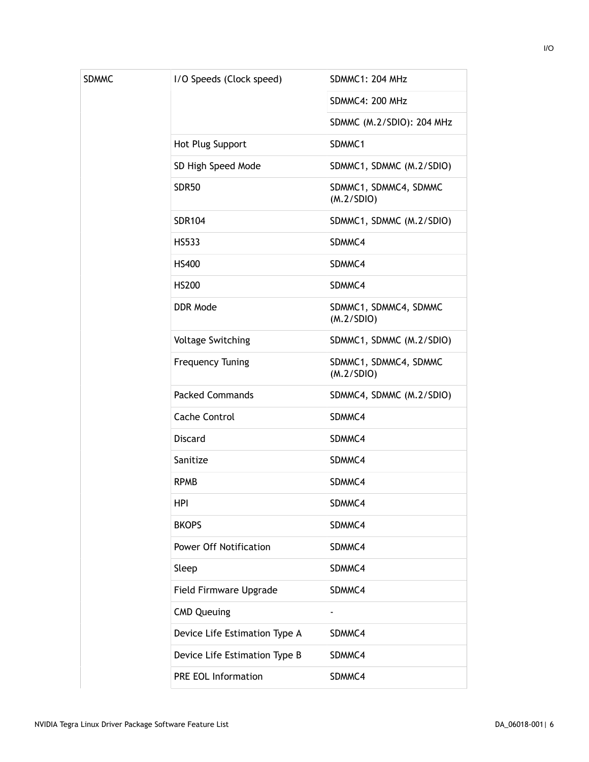| | | |
|---|---|---|
| SDMMC | I/O Speeds (Clock speed) | SDMMC1: 204 MHz |
| | | SDMMC4: 200 MHz |
| | | SDMMC (M.2/SDIO): 204 MHz |
| | Hot Plug Support | SDMMC1 |
| | SD High Speed Mode | SDMMC1, SDMMC (M.2/SDIO) |
| | SDR50 | SDMMC1, SDMMC4, SDMMC (M.2/SDIO) |
| | SDR104 | SDMMC1, SDMMC (M.2/SDIO) |
| | HS533 | SDMMC4 |
| | HS400 | SDMMC4 |
| | HS200 | SDMMC4 |
| | DDR Mode | SDMMC1, SDMMC4, SDMMC (M.2/SDIO) |
| | Voltage Switching | SDMMC1, SDMMC (M.2/SDIO) |
| | Frequency Tuning | SDMMC1, SDMMC4, SDMMC (M.2/SDIO) |
| | Packed Commands | SDMMC4, SDMMC (M.2/SDIO) |
| | Cache Control | SDMMC4 |
| | Discard | SDMMC4 |
| | Sanitize | SDMMC4 |
| | RPMB | SDMMC4 |
| | HPI | SDMMC4 |
| | BKOPS | SDMMC4 |
| | Power Off Notification | SDMMC4 |
| | Sleep | SDMMC4 |
| | Field Firmware Upgrade | SDMMC4 |
| | CMD Queuing | - |
| | Device Life Estimation Type A | SDMMC4 |
| | Device Life Estimation Type B | SDMMC4 |
| | PRE EOL Information | SDMMC4 |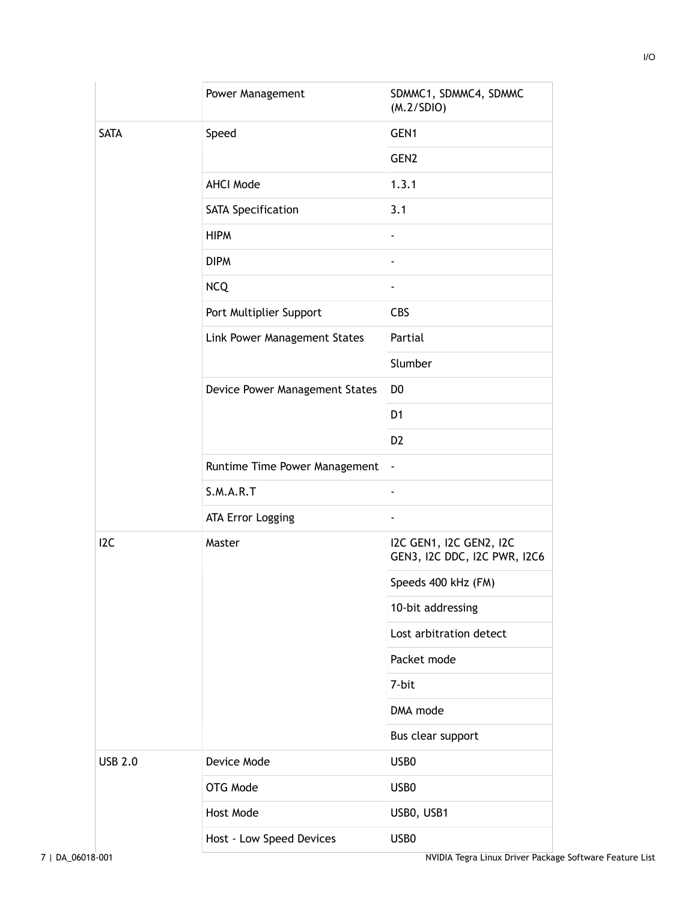| | | |
|---|---|---|
| | Power Management | SDMMC1, SDMMC4, SDMMC (M.2/SDIO) |
| SATA | Speed | GEN1 |
| | | GEN2 |
| | AHCI Mode | 1.3.1 |
| | SATA Specification | 3.1 |
| | HIPM | - |
| | DIPM | - |
| | NCQ | - |
| | Port Multiplier Support | CBS |
| | Link Power Management States | Partial |
| | | Slumber |
| | Device Power Management States | D0 |
| | | D1 |
| | | D2 |
| | Runtime Time Power Management | - |
| | S.M.A.R.T | - |
| | ATA Error Logging | - |
| I2C | Master | I2C GEN1, I2C GEN2, I2C GEN3, I2C DDC, I2C PWR, I2C6 |
| | | Speeds 400 kHz (FM) |
| | | 10-bit addressing |
| | | Lost arbitration detect |
| | | Packet mode |
| | | 7-bit |
| | | DMA mode |
| | | Bus clear support |
| USB 2.0 | Device Mode | USB0 |
| | OTG Mode | USB0 |
| | Host Mode | USB0, USB1 |
| | Host - Low Speed Devices | USB0 |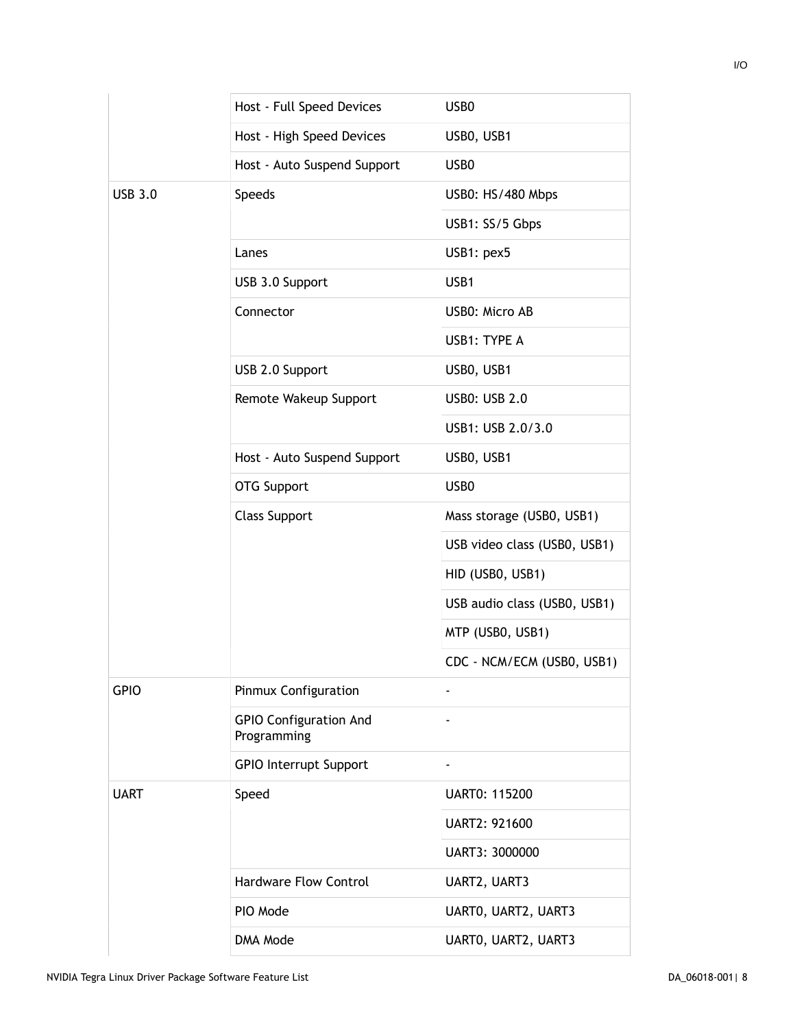| | | |
|---|---|---|
| | Host - Full Speed Devices | USB0 |
| | Host - High Speed Devices | USB0, USB1 |
| | Host - Auto Suspend Support | USB0 |
| USB 3.0 | Speeds | USB0: HS/480 Mbps |
| | | USB1: SS/5 Gbps |
| | Lanes | USB1: pex5 |
| | USB 3.0 Support | USB1 |
| | Connector | USB0: Micro AB |
| | | USB1: TYPE A |
| | USB 2.0 Support | USB0, USB1 |
| | Remote Wakeup Support | USB0: USB 2.0 |
| | | USB1: USB 2.0/3.0 |
| | Host - Auto Suspend Support | USB0, USB1 |
| | OTG Support | USB0 |
| | Class Support | Mass storage (USB0, USB1) |
| | | USB video class (USB0, USB1) |
| | | HID (USB0, USB1) |
| | | USB audio class (USB0, USB1) |
| | | MTP (USB0, USB1) |
| | | CDC - NCM/ECM (USB0, USB1) |
| GPIO | Pinmux Configuration | - |
| | GPIO Configuration And Programming | - |
| | GPIO Interrupt Support | - |
| UART | Speed | UART0: 115200 |
| | | UART2: 921600 |
| | | UART3: 3000000 |
| | Hardware Flow Control | UART2, UART3 |
| | PIO Mode | UART0, UART2, UART3 |
| | DMA Mode | UART0, UART2, UART3 |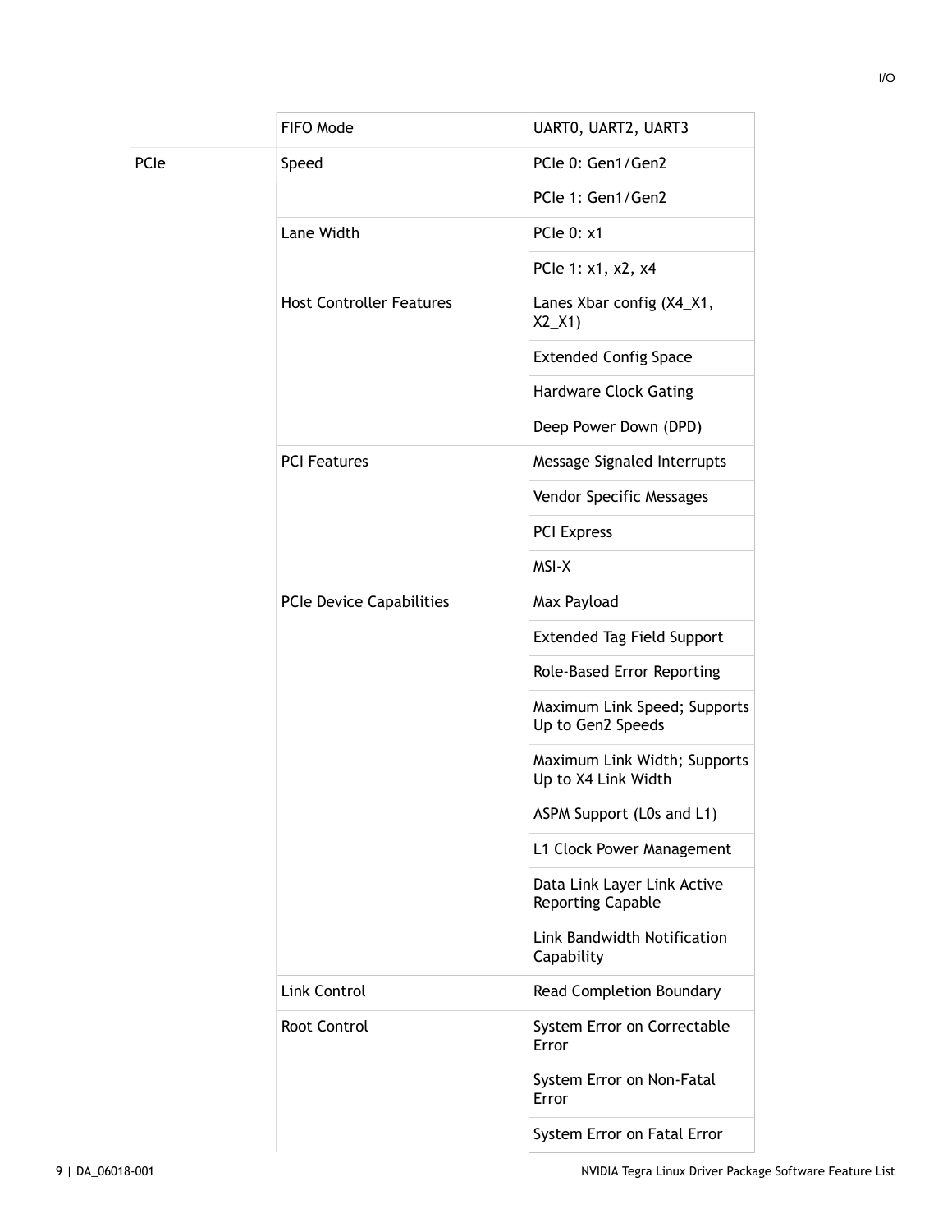| | | |
|---|---|---|
| | FIFO Mode | UART0, UART2, UART3 |
| PCIe | Speed | PCIe 0: Gen1/Gen2 |
| | | PCIe 1: Gen1/Gen2 |
| | Lane Width | PCIe 0: x1 |
| | | PCIe 1: x1, x2, x4 |
| | Host Controller Features | Lanes Xbar config (X4_X1, X2_X1) |
| | | Extended Config Space |
| | | Hardware Clock Gating |
| | | Deep Power Down (DPD) |
| | PCI Features | Message Signaled Interrupts |
| | | Vendor Specific Messages |
| | | PCI Express |
| | | MSI-X |
| | PCIe Device Capabilities | Max Payload |
| | | Extended Tag Field Support |
| | | Role-Based Error Reporting |
| | | Maximum Link Speed; Supports Up to Gen2 Speeds |
| | | Maximum Link Width; Supports Up to X4 Link Width |
| | | ASPM Support (L0s and L1) |
| | | L1 Clock Power Management |
| | | Data Link Layer Link Active Reporting Capable |
| | | Link Bandwidth Notification Capability |
| | Link Control | Read Completion Boundary |
| | Root Control | System Error on Correctable Error |
| | | System Error on Non-Fatal Error |
| | | System Error on Fatal Error |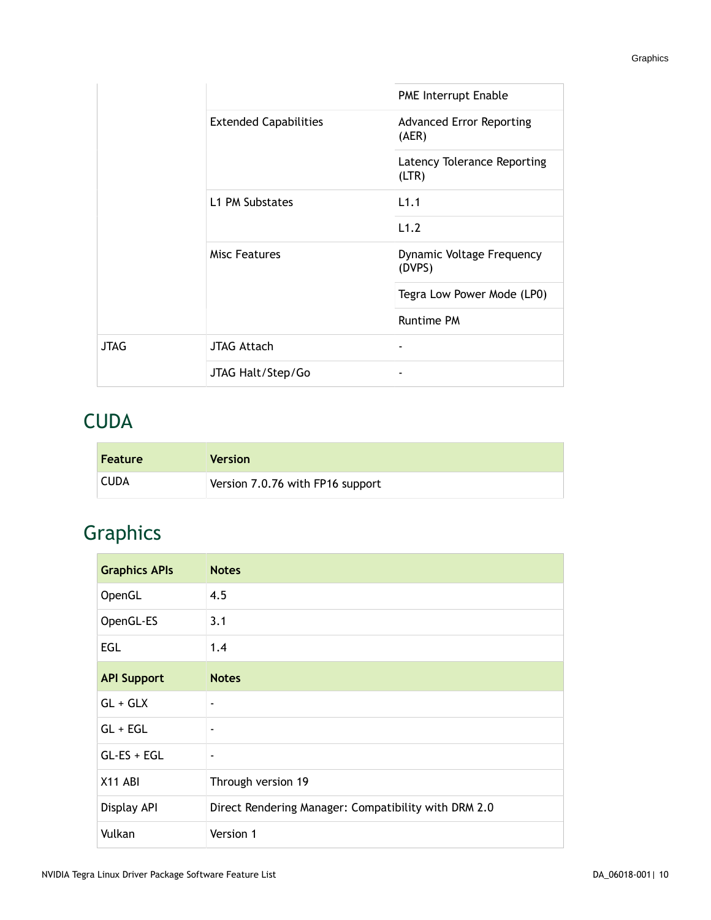| | | |
|---|---|---|
| | | PME Interrupt Enable |
| | Extended Capabilities | Advanced Error Reporting (AER) |
| | | Latency Tolerance Reporting (LTR) |
| | L1 PM Substates | L1.1 |
| | | L1.2 |
| | Misc Features | Dynamic Voltage Frequency (DVPS) |
| | | Tegra Low Power Mode (LP0) |
| | | Runtime PM |
| JTAG | JTAG Attach | - |
| | JTAG Halt/Step/Go | - |

## CUDA

| Feature | Version |
|---|---|
| CUDA | Version 7.0.76 with FP16 support |

## Graphics

| Graphics APIs | Notes |
|---|---|
| OpenGL | 4.5 |
| OpenGL-ES | 3.1 |
| EGL | 1.4 |
| **API Support** | **Notes** |
| GL + GLX | - |
| GL + EGL | - |
| GL-ES + EGL | - |
| X11 ABI | Through version 19 |
| Display API | Direct Rendering Manager: Compatibility with DRM 2.0 |
| Vulkan | Version 1 |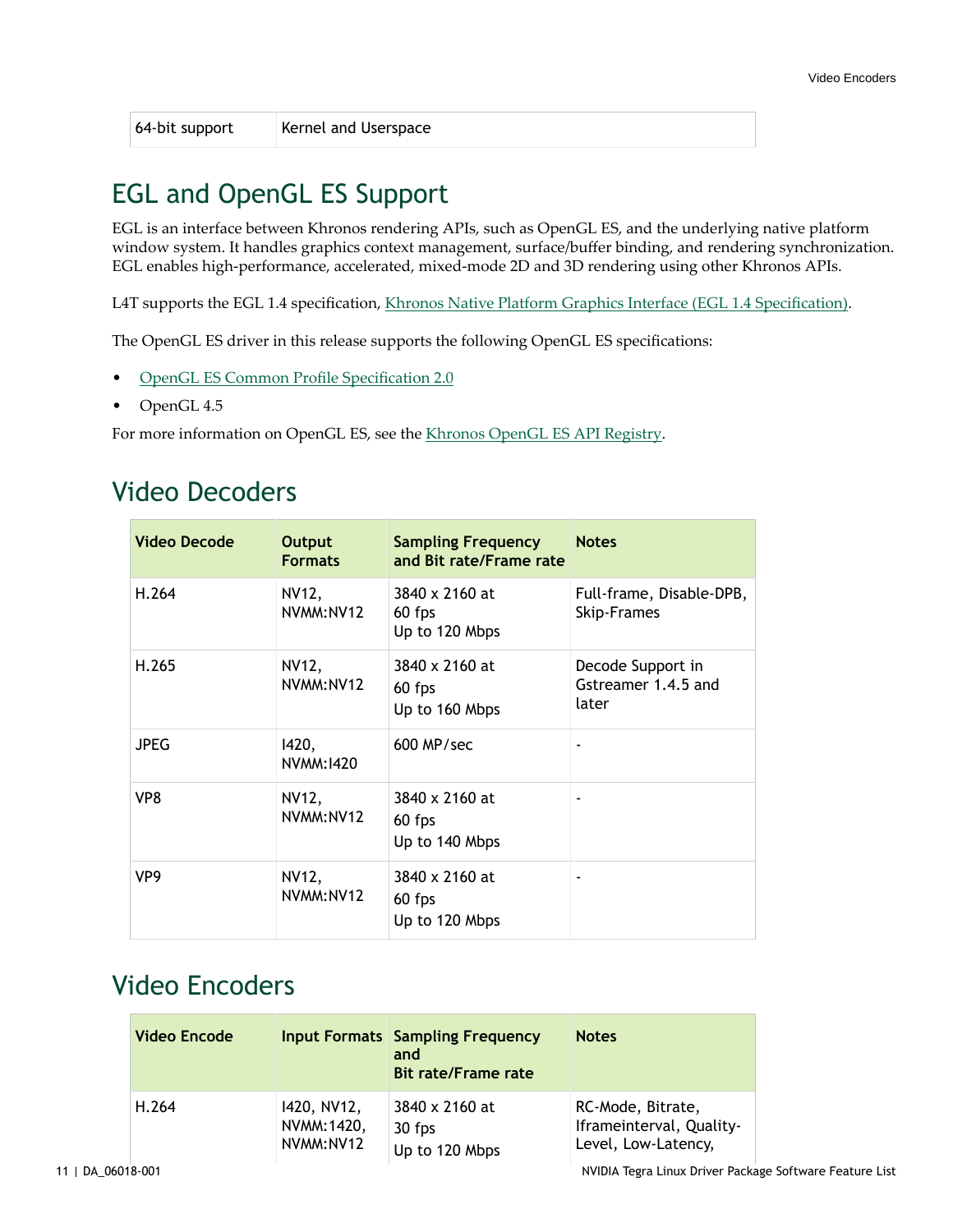| 64-bit support | Kernel and Userspace |
|---|---|

## EGL and OpenGL ES Support

EGL is an interface between Khronos rendering APIs, such as OpenGL ES, and the underlying native platform window system. It handles graphics context management, surface/buffer binding, and rendering synchronization. EGL enables high-performance, accelerated, mixed-mode 2D and 3D rendering using other Khronos APIs.

L4T supports the EGL 1.4 specification, Khronos Native Platform Graphics Interface (EGL 1.4 Specification).

The OpenGL ES driver in this release supports the following OpenGL ES specifications:

- OpenGL ES Common Profile Specification 2.0
- OpenGL 4.5

For more information on OpenGL ES, see the Khronos OpenGL ES API Registry.

## Video Decoders

| Video Decode | Output Formats | Sampling Frequency and Bit rate/Frame rate | Notes |
|---|---|---|---|
| H.264 | NV12, NVMM:NV12 | 3840 x 2160 at 60 fps<br>Up to 120 Mbps | Full-frame, Disable-DPB, Skip-Frames |
| H.265 | NV12, NVMM:NV12 | 3840 x 2160 at 60 fps<br>Up to 160 Mbps | Decode Support in Gstreamer 1.4.5 and later |
| JPEG | I420, NVMM:I420 | 600 MP/sec | - |
| VP8 | NV12, NVMM:NV12 | 3840 x 2160 at 60 fps<br>Up to 140 Mbps | - |
| VP9 | NV12, NVMM:NV12 | 3840 x 2160 at 60 fps<br>Up to 120 Mbps | - |

## Video Encoders

| Video Encode | Input Formats | Sampling Frequency and Bit rate/Frame rate | Notes |
|---|---|---|---|
| H.264 | I420, NV12, NVMM:1420, NVMM:NV12 | 3840 x 2160 at 30 fps<br>Up to 120 Mbps | RC-Mode, Bitrate, Iframeinterval, Quality-Level, Low-Latency, |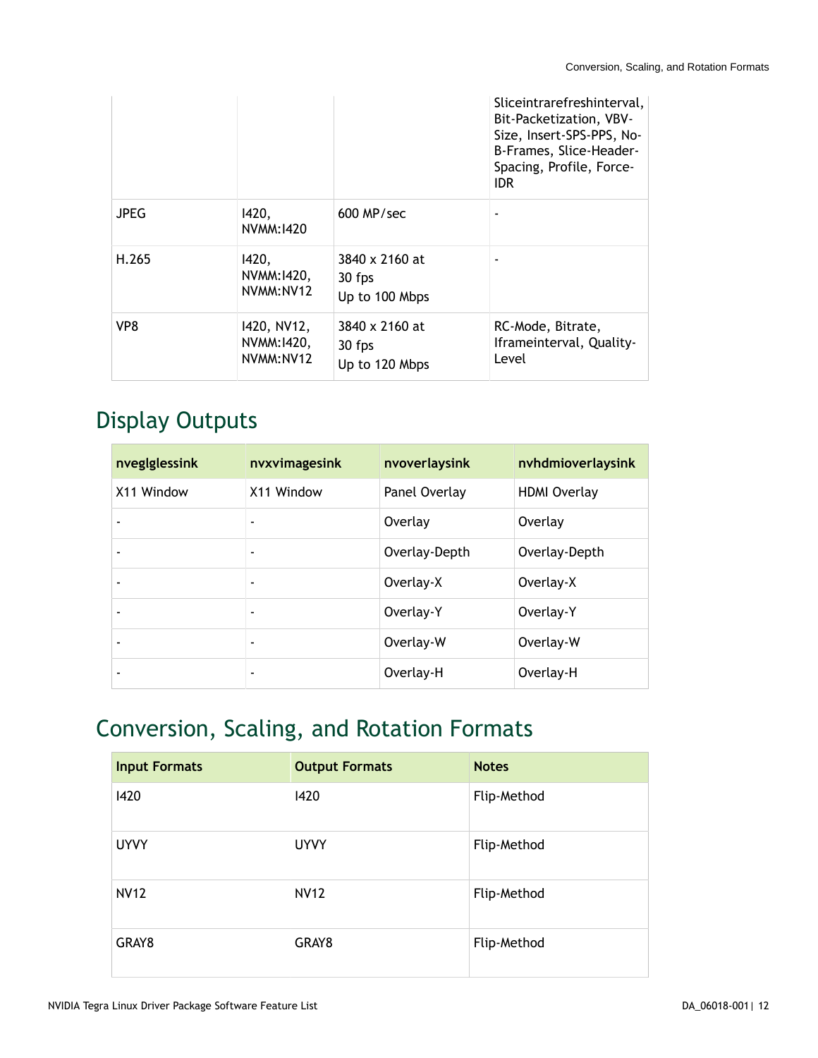|  |  |  | Sliceintrarefreshinterval, Bit-Packetization, VBV-Size, Insert-SPS-PPS, No-B-Frames, Slice-Header-Spacing, Profile, Force-IDR |
|---|---|---|---|
| JPEG | I420, NVMM:I420 | 600 MP/sec | - |
| H.265 | I420, NVMM:I420, NVMM:NV12 | 3840 x 2160 at 30 fps<br>Up to 100 Mbps | - |
| VP8 | I420, NV12, NVMM:I420, NVMM:NV12 | 3840 x 2160 at 30 fps<br>Up to 120 Mbps | RC-Mode, Bitrate, Iframeinterval, Quality-Level |

## Display Outputs

| nveglglessink | nvxvimagesink | nvoverlaysink | nvhdmioverlaysink |
|---|---|---|---|
| X11 Window | X11 Window | Panel Overlay | HDMI Overlay |
| - | - | Overlay | Overlay |
| - | - | Overlay-Depth | Overlay-Depth |
| - | - | Overlay-X | Overlay-X |
| - | - | Overlay-Y | Overlay-Y |
| - | - | Overlay-W | Overlay-W |
| - | - | Overlay-H | Overlay-H |

## Conversion, Scaling, and Rotation Formats

| Input Formats | Output Formats | Notes |
|---|---|---|
| I420 | I420 | Flip-Method |
| UYVY | UYVY | Flip-Method |
| NV12 | NV12 | Flip-Method |
| GRAY8 | GRAY8 | Flip-Method |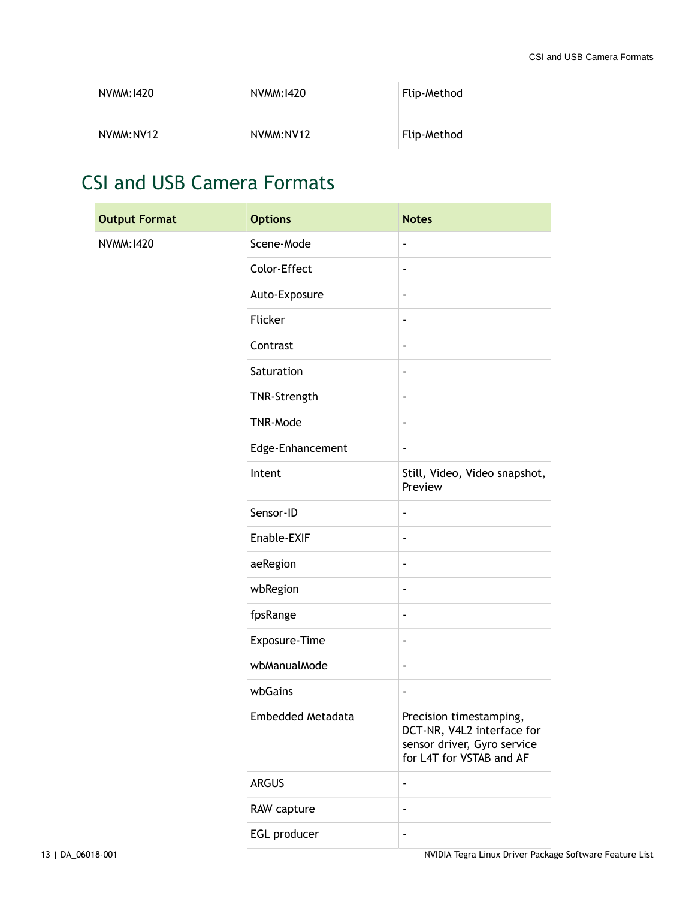| NVMM:I420 | NVMM:I420 | Flip-Method |
|---|---|---|
| NVMM:NV12 | NVMM:NV12 | Flip-Method |

## CSI and USB Camera Formats

| Output Format | Options | Notes |
|---|---|---|
| NVMM:I420 | Scene-Mode | - |
| | Color-Effect | - |
| | Auto-Exposure | - |
| | Flicker | - |
| | Contrast | - |
| | Saturation | - |
| | TNR-Strength | - |
| | TNR-Mode | - |
| | Edge-Enhancement | - |
| | Intent | Still, Video, Video snapshot, Preview |
| | Sensor-ID | - |
| | Enable-EXIF | - |
| | aeRegion | - |
| | wbRegion | - |
| | fpsRange | - |
| | Exposure-Time | - |
| | wbManualMode | - |
| | wbGains | - |
| | Embedded Metadata | Precision timestamping, DCT-NR, V4L2 interface for sensor driver, Gyro service for L4T for VSTAB and AF |
| | ARGUS | - |
| | RAW capture | - |
| | EGL producer | - |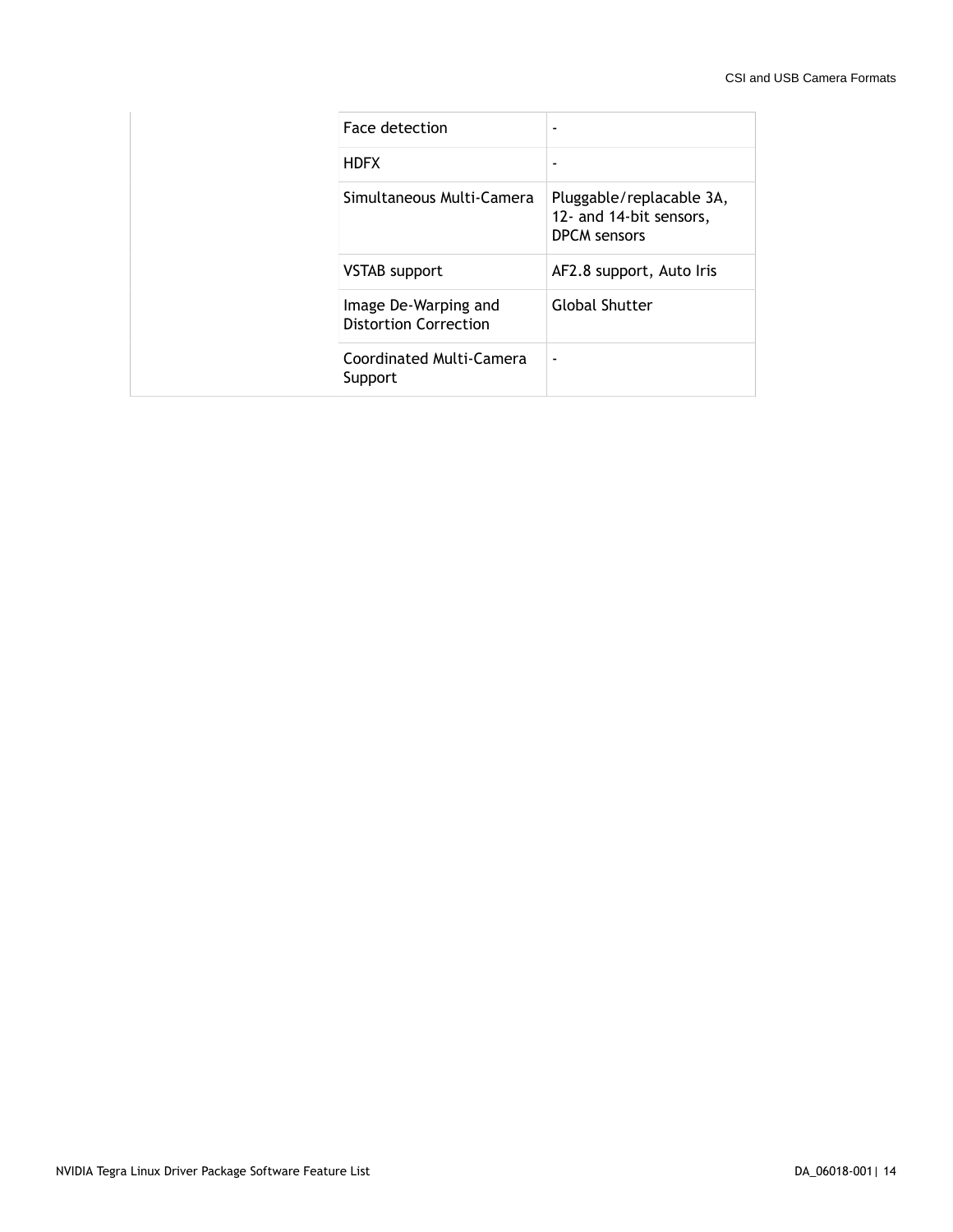| | | |
|---|---|---|
| | Face detection | - |
| | HDFX | - |
| | Simultaneous Multi-Camera | Pluggable/replacable 3A, 12- and 14-bit sensors, DPCM sensors |
| | VSTAB support | AF2.8 support, Auto Iris |
| | Image De-Warping and Distortion Correction | Global Shutter |
| | Coordinated Multi-Camera Support | - |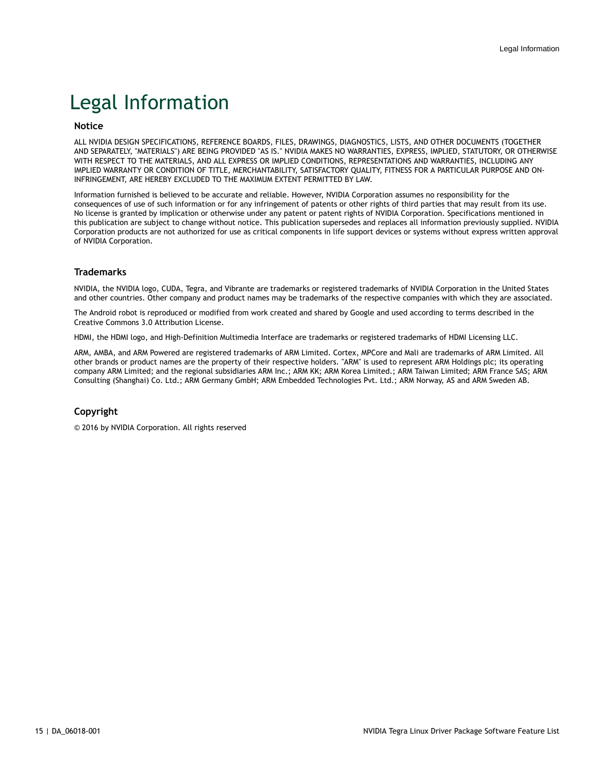# Legal Information

## Notice

ALL NVIDIA DESIGN SPECIFICATIONS, REFERENCE BOARDS, FILES, DRAWINGS, DIAGNOSTICS, LISTS, AND OTHER DOCUMENTS (TOGETHER AND SEPARATELY, "MATERIALS") ARE BEING PROVIDED "AS IS." NVIDIA MAKES NO WARRANTIES, EXPRESS, IMPLIED, STATUTORY, OR OTHERWISE WITH RESPECT TO THE MATERIALS, AND ALL EXPRESS OR IMPLIED CONDITIONS, REPRESENTATIONS AND WARRANTIES, INCLUDING ANY IMPLIED WARRANTY OR CONDITION OF TITLE, MERCHANTABILITY, SATISFACTORY QUALITY, FITNESS FOR A PARTICULAR PURPOSE AND ON-INFRINGEMENT, ARE HEREBY EXCLUDED TO THE MAXIMUM EXTENT PERMITTED BY LAW.

Information furnished is believed to be accurate and reliable. However, NVIDIA Corporation assumes no responsibility for the consequences of use of such information or for any infringement of patents or other rights of third parties that may result from its use. No license is granted by implication or otherwise under any patent or patent rights of NVIDIA Corporation. Specifications mentioned in this publication are subject to change without notice. This publication supersedes and replaces all information previously supplied. NVIDIA Corporation products are not authorized for use as critical components in life support devices or systems without express written approval of NVIDIA Corporation.

## Trademarks

NVIDIA, the NVIDIA logo, CUDA, Tegra, and Vibrante are trademarks or registered trademarks of NVIDIA Corporation in the United States and other countries. Other company and product names may be trademarks of the respective companies with which they are associated.

The Android robot is reproduced or modified from work created and shared by Google and used according to terms described in the Creative Commons 3.0 Attribution License.

HDMI, the HDMI logo, and High-Definition Multimedia Interface are trademarks or registered trademarks of HDMI Licensing LLC.

ARM, AMBA, and ARM Powered are registered trademarks of ARM Limited. Cortex, MPCore and Mali are trademarks of ARM Limited. All other brands or product names are the property of their respective holders. "ARM" is used to represent ARM Holdings plc; its operating company ARM Limited; and the regional subsidiaries ARM Inc.; ARM KK; ARM Korea Limited.; ARM Taiwan Limited; ARM France SAS; ARM Consulting (Shanghai) Co. Ltd.; ARM Germany GmbH; ARM Embedded Technologies Pvt. Ltd.; ARM Norway, AS and ARM Sweden AB.

## Copyright

© 2016 by NVIDIA Corporation. All rights reserved